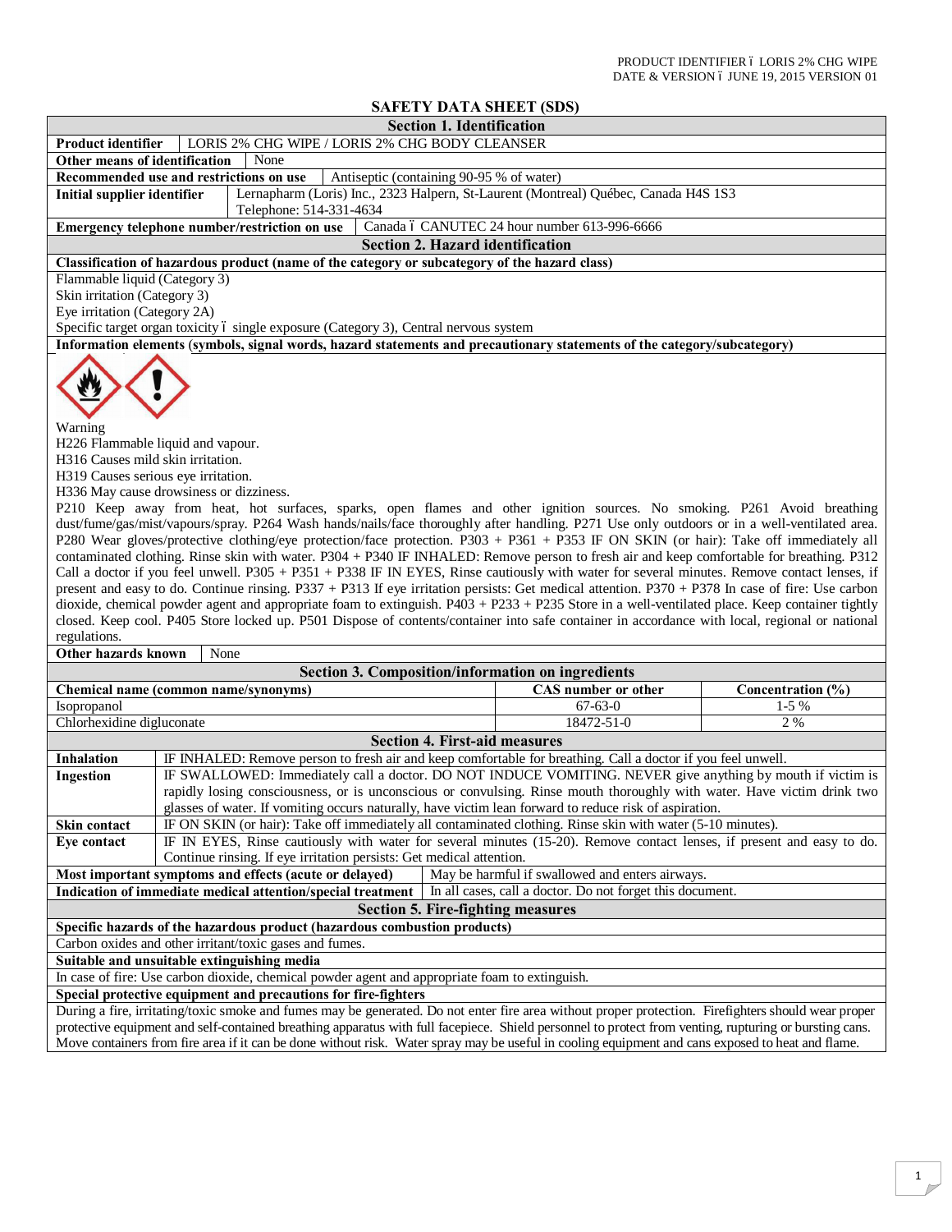# SAFETY DATA SHEET (SDS)

## Section 1. Identification

| | |
|---|---|
| **Product identifier** | LORIS 2% CHG WIPE / LORIS 2% CHG BODY CLEANSER |
| **Other means of identification** | None |
| **Recommended use and restrictions on use** | Antiseptic (containing 90-95 % of water) |
| **Initial supplier identifier** | Lernapharm (Loris) Inc., 2323 Halpern, St-Laurent (Montreal) Québec, Canada H4S 1S3<br>Telephone: 514-331-4634 |
| **Emergency telephone number/restriction on use** | Canada – CANUTEC 24 hour number 613-996-6666 |

## Section 2. Hazard identification

**Classification of hazardous product (name of the category or subcategory of the hazard class)**

Flammable liquid (Category 3)
Skin irritation (Category 3)
Eye irritation (Category 2A)
Specific target organ toxicity – single exposure (Category 3), Central nervous system

**Information elements (symbols, signal words, hazard statements and precautionary statements of the category/subcategory)**

Warning
H226 Flammable liquid and vapour.
H316 Causes mild skin irritation.
H319 Causes serious eye irritation.
H336 May cause drowsiness or dizziness.

P210 Keep away from heat, hot surfaces, sparks, open flames and other ignition sources. No smoking. P261 Avoid breathing dust/fume/gas/mist/vapours/spray. P264 Wash hands/nails/face thoroughly after handling. P271 Use only outdoors or in a well-ventilated area. P280 Wear gloves/protective clothing/eye protection/face protection. P303 + P361 + P353 IF ON SKIN (or hair): Take off immediately all contaminated clothing. Rinse skin with water. P304 + P340 IF INHALED: Remove person to fresh air and keep comfortable for breathing. P312 Call a doctor if you feel unwell. P305 + P351 + P338 IF IN EYES, Rinse cautiously with water for several minutes. Remove contact lenses, if present and easy to do. Continue rinsing. P337 + P313 If eye irritation persists: Get medical attention. P370 + P378 In case of fire: Use carbon dioxide, chemical powder agent and appropriate foam to extinguish. P403 + P233 + P235 Store in a well-ventilated place. Keep container tightly closed. Keep cool. P405 Store locked up. P501 Dispose of contents/container into safe container in accordance with local, regional or national regulations.

| | |
|---|---|
| **Other hazards known** | None |

## Section 3. Composition/information on ingredients

| Chemical name (common name/synonyms) | CAS number or other | Concentration (%) |
|---|---|---|
| Isopropanol | 67-63-0 | 1-5 % |
| Chlorhexidine digluconate | 18472-51-0 | 2 % |

## Section 4. First-aid measures

| | |
|---|---|
| **Inhalation** | IF INHALED: Remove person to fresh air and keep comfortable for breathing. Call a doctor if you feel unwell. |
| **Ingestion** | IF SWALLOWED: Immediately call a doctor. DO NOT INDUCE VOMITING. NEVER give anything by mouth if victim is rapidly losing consciousness, or is unconscious or convulsing. Rinse mouth thoroughly with water. Have victim drink two glasses of water. If vomiting occurs naturally, have victim lean forward to reduce risk of aspiration. |
| **Skin contact** | IF ON SKIN (or hair): Take off immediately all contaminated clothing. Rinse skin with water (5-10 minutes). |
| **Eye contact** | IF IN EYES, Rinse cautiously with water for several minutes (15-20). Remove contact lenses, if present and easy to do. Continue rinsing. If eye irritation persists: Get medical attention. |
| **Most important symptoms and effects (acute or delayed)** | May be harmful if swallowed and enters airways. |
| **Indication of immediate medical attention/special treatment** | In all cases, call a doctor. Do not forget this document. |

## Section 5. Fire-fighting measures

**Specific hazards of the hazardous product (hazardous combustion products)**

Carbon oxides and other irritant/toxic gases and fumes.

**Suitable and unsuitable extinguishing media**

In case of fire: Use carbon dioxide, chemical powder agent and appropriate foam to extinguish.

**Special protective equipment and precautions for fire-fighters**

During a fire, irritating/toxic smoke and fumes may be generated. Do not enter fire area without proper protection. Firefighters should wear proper protective equipment and self-contained breathing apparatus with full facepiece. Shield personnel to protect from venting, rupturing or bursting cans. Move containers from fire area if it can be done without risk. Water spray may be useful in cooling equipment and cans exposed to heat and flame.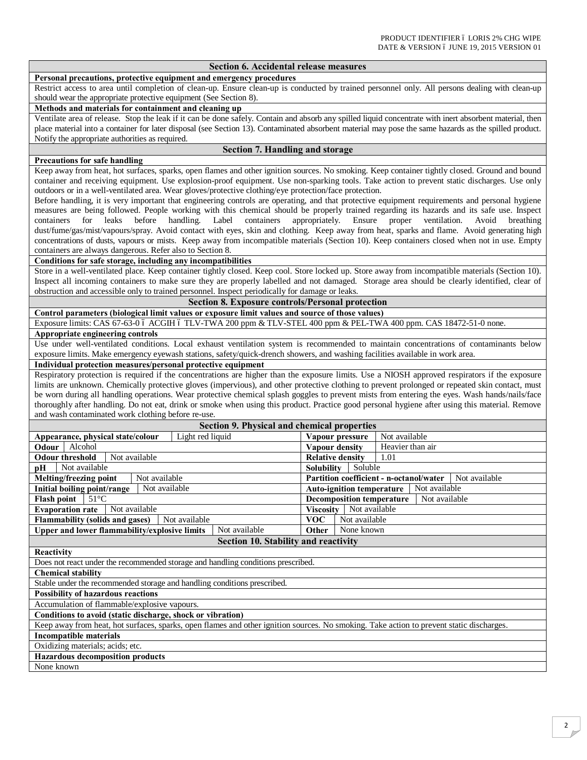## Section 6. Accidental release measures

**Personal precautions, protective equipment and emergency procedures**

Restrict access to area until completion of clean-up. Ensure clean-up is conducted by trained personnel only. All persons dealing with clean-up should wear the appropriate protective equipment (See Section 8).

**Methods and materials for containment and cleaning up**

Ventilate area of release. Stop the leak if it can be done safely. Contain and absorb any spilled liquid concentrate with inert absorbent material, then place material into a container for later disposal (see Section 13). Contaminated absorbent material may pose the same hazards as the spilled product. Notify the appropriate authorities as required.

## Section 7. Handling and storage

**Precautions for safe handling**

Keep away from heat, hot surfaces, sparks, open flames and other ignition sources. No smoking. Keep container tightly closed. Ground and bound container and receiving equipment. Use explosion-proof equipment. Use non-sparking tools. Take action to prevent static discharges. Use only outdoors or in a well-ventilated area. Wear gloves/protective clothing/eye protection/face protection.

Before handling, it is very important that engineering controls are operating, and that protective equipment requirements and personal hygiene measures are being followed. People working with this chemical should be properly trained regarding its hazards and its safe use. Inspect containers for leaks before handling. Label containers appropriately. Ensure proper ventilation. Avoid breathing dust/fume/gas/mist/vapours/spray. Avoid contact with eyes, skin and clothing. Keep away from heat, sparks and flame. Avoid generating high concentrations of dusts, vapours or mists. Keep away from incompatible materials (Section 10). Keep containers closed when not in use. Empty containers are always dangerous. Refer also to Section 8.

**Conditions for safe storage, including any incompatibilities**

Store in a well-ventilated place. Keep container tightly closed. Keep cool. Store locked up. Store away from incompatible materials (Section 10). Inspect all incoming containers to make sure they are properly labelled and not damaged. Storage area should be clearly identified, clear of obstruction and accessible only to trained personnel. Inspect periodically for damage or leaks.

## Section 8. Exposure controls/Personal protection

**Control parameters (biological limit values or exposure limit values and source of those values)**

Exposure limits: CAS 67-63-0 – ACGIH – TLV-TWA 200 ppm & TLV-STEL 400 ppm & PEL-TWA 400 ppm. CAS 18472-51-0 none.

**Appropriate engineering controls**

Use under well-ventilated conditions. Local exhaust ventilation system is recommended to maintain concentrations of contaminants below exposure limits. Make emergency eyewash stations, safety/quick-drench showers, and washing facilities available in work area.

**Individual protection measures/personal protective equipment**

Respiratory protection is required if the concentrations are higher than the exposure limits. Use a NIOSH approved respirators if the exposure limits are unknown. Chemically protective gloves (impervious), and other protective clothing to prevent prolonged or repeated skin contact, must be worn during all handling operations. Wear protective chemical splash goggles to prevent mists from entering the eyes. Wash hands/nails/face thoroughly after handling. Do not eat, drink or smoke when using this product. Practice good personal hygiene after using this material. Remove and wash contaminated work clothing before re-use.

## Section 9. Physical and chemical properties

| Property | Value | Property | Value |
|---|---|---|---|
| **Appearance, physical state/colour** | Light red liquid | **Vapour pressure** | Not available |
| **Odour** | Alcohol | **Vapour density** | Heavier than air |
| **Odour threshold** | Not available | **Relative density** | 1.01 |
| **pH** | Not available | **Solubility** | Soluble |
| **Melting/freezing point** | Not available | **Partition coefficient - n-octanol/water** | Not available |
| **Initial boiling point/range** | Not available | **Auto-ignition temperature** | Not available |
| **Flash point** | 51°C | **Decomposition temperature** | Not available |
| **Evaporation rate** | Not available | **Viscosity** | Not available |
| **Flammability (solids and gases)** | Not available | **VOC** | Not available |
| **Upper and lower flammability/explosive limits** | Not available | **Other** | None known |

## Section 10. Stability and reactivity

**Reactivity**

Does not react under the recommended storage and handling conditions prescribed.

**Chemical stability**

Stable under the recommended storage and handling conditions prescribed.

**Possibility of hazardous reactions**

Accumulation of flammable/explosive vapours.

**Conditions to avoid (static discharge, shock or vibration)**

Keep away from heat, hot surfaces, sparks, open flames and other ignition sources. No smoking. Take action to prevent static discharges.

**Incompatible materials**

Oxidizing materials; acids; etc.

**Hazardous decomposition products**

None known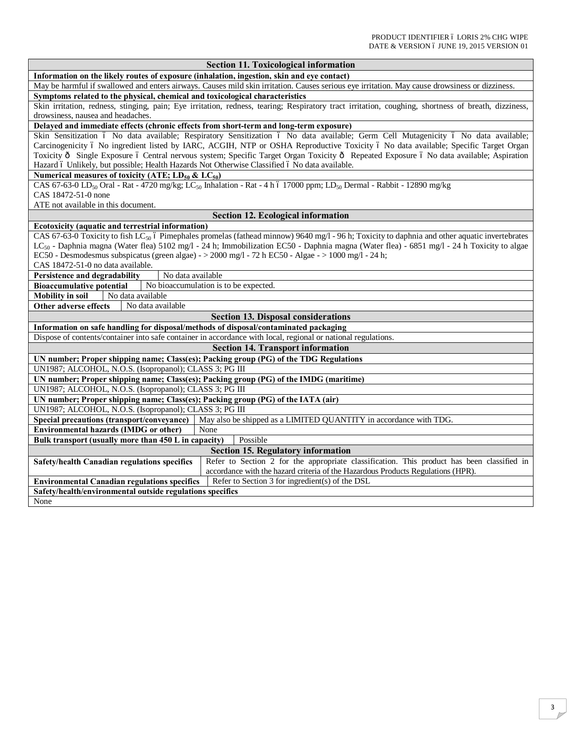## Section 11. Toxicological information

**Information on the likely routes of exposure (inhalation, ingestion, skin and eye contact)**

May be harmful if swallowed and enters airways. Causes mild skin irritation. Causes serious eye irritation. May cause drowsiness or dizziness.

**Symptoms related to the physical, chemical and toxicological characteristics**

Skin irritation, redness, stinging, pain; Eye irritation, redness, tearing; Respiratory tract irritation, coughing, shortness of breath, dizziness, drowsiness, nausea and headaches.

**Delayed and immediate effects (chronic effects from short-term and long-term exposure)**

Skin Sensitization – No data available; Respiratory Sensitization – No data available; Germ Cell Mutagenicity – No data available; Carcinogenicity – No ingredient listed by IARC, ACGIH, NTP or OSHA Reproductive Toxicity – No data available; Specific Target Organ Toxicity – Single Exposure – Central nervous system; Specific Target Organ Toxicity – Repeated Exposure – No data available; Aspiration Hazard – Unlikely, but possible; Health Hazards Not Otherwise Classified – No data available.

**Numerical measures of toxicity (ATE; $LD_{50}$ & $LC_{50}$)**

CAS 67-63-0 $LD_{50}$ Oral - Rat - 4720 mg/kg; $LC_{50}$ Inhalation - Rat - 4 h – 17000 ppm; $LD_{50}$ Dermal - Rabbit - 12890 mg/kg
CAS 18472-51-0 none
ATE not available in this document.

## Section 12. Ecological information

**Ecotoxicity (aquatic and terrestrial information)**

CAS 67-63-0 Toxicity to fish $LC_{50}$ – Pimephales promelas (fathead minnow) 9640 mg/l - 96 h; Toxicity to daphnia and other aquatic invertebrates $LC_{50}$ - Daphnia magna (Water flea) 5102 mg/l - 24 h; Immobilization EC50 - Daphnia magna (Water flea) - 6851 mg/l - 24 h Toxicity to algae EC50 - Desmodesmus subspicatus (green algae) - > 2000 mg/l - 72 h EC50 - Algae - > 1000 mg/l - 24 h;
CAS 18472-51-0 no data available.

| | |
|---|---|
| **Persistence and degradability** | No data available |
| **Bioaccumulative potential** | No bioaccumulation is to be expected. |
| **Mobility in soil** | No data available |
| **Other adverse effects** | No data available |

## Section 13. Disposal considerations

**Information on safe handling for disposal/methods of disposal/contaminated packaging**

Dispose of contents/container into safe container in accordance with local, regional or national regulations.

## Section 14. Transport information

**UN number; Proper shipping name; Class(es); Packing group (PG) of the TDG Regulations**

UN1987; ALCOHOL, N.O.S. (Isopropanol); CLASS 3; PG III

**UN number; Proper shipping name; Class(es); Packing group (PG) of the IMDG (maritime)**

UN1987; ALCOHOL, N.O.S. (Isopropanol); CLASS 3; PG III

**UN number; Proper shipping name; Class(es); Packing group (PG) of the IATA (air)**

UN1987; ALCOHOL, N.O.S. (Isopropanol); CLASS 3; PG III

| | |
|---|---|
| **Special precautions (transport/conveyance)** | May also be shipped as a LIMITED QUANTITY in accordance with TDG. |
| **Environmental hazards (IMDG or other)** | None |
| **Bulk transport (usually more than 450 L in capacity)** | Possible |

## Section 15. Regulatory information

| | |
|---|---|
| **Safety/health Canadian regulations specifics** | Refer to Section 2 for the appropriate classification. This product has been classified in accordance with the hazard criteria of the Hazardous Products Regulations (HPR). |
| **Environmental Canadian regulations specifics** | Refer to Section 3 for ingredient(s) of the DSL |

**Safety/health/environmental outside regulations specifics**

None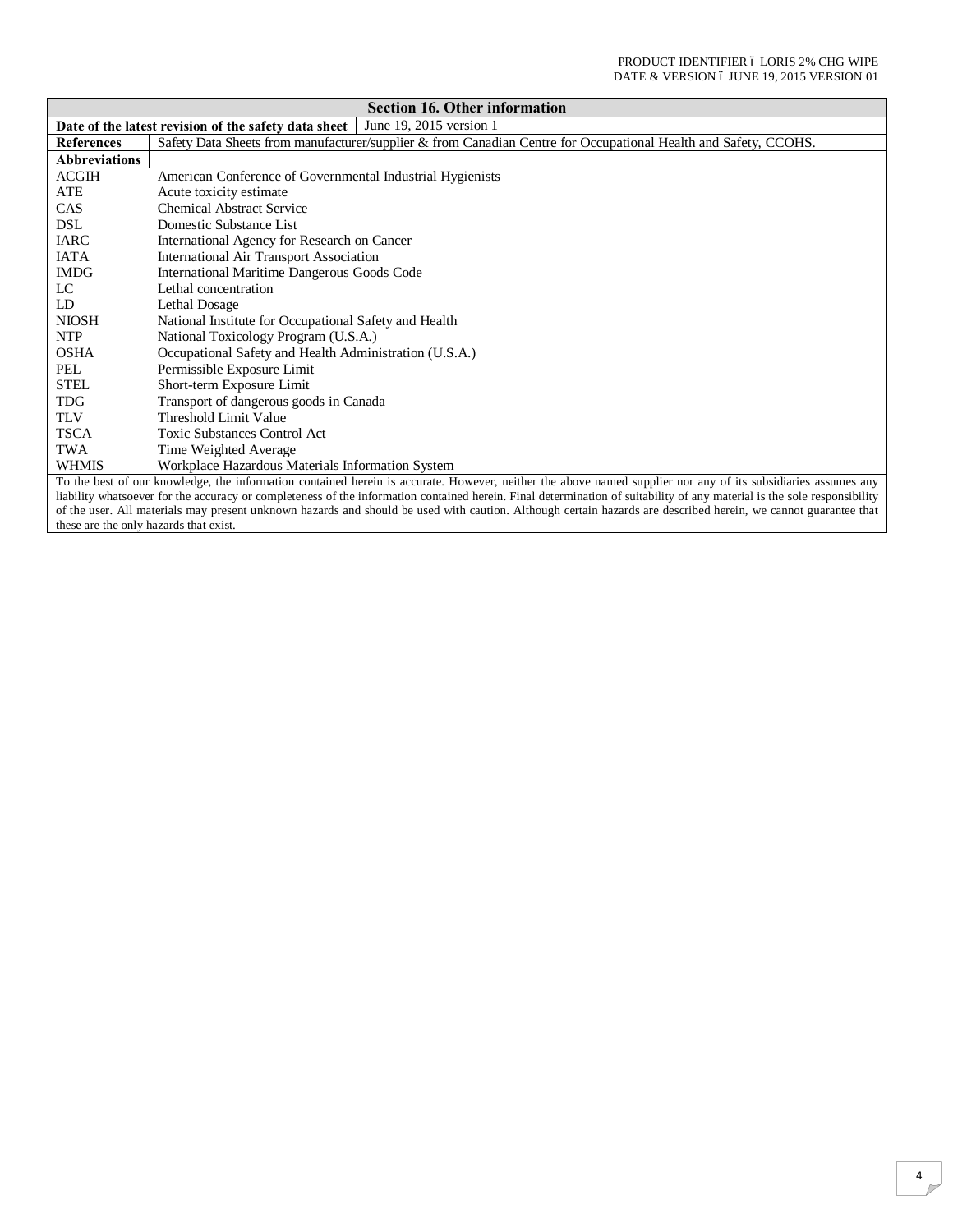## Section 16. Other information

| | |
|---|---|
| **Date of the latest revision of the safety data sheet** | June 19, 2015 version 1 |
| **References** | Safety Data Sheets from manufacturer/supplier & from Canadian Centre for Occupational Health and Safety, CCOHS. |

**Abbreviations**

| | |
|---|---|
| ACGIH | American Conference of Governmental Industrial Hygienists |
| ATE | Acute toxicity estimate |
| CAS | Chemical Abstract Service |
| DSL | Domestic Substance List |
| IARC | International Agency for Research on Cancer |
| IATA | International Air Transport Association |
| IMDG | International Maritime Dangerous Goods Code |
| LC | Lethal concentration |
| LD | Lethal Dosage |
| NIOSH | National Institute for Occupational Safety and Health |
| NTP | National Toxicology Program (U.S.A.) |
| OSHA | Occupational Safety and Health Administration (U.S.A.) |
| PEL | Permissible Exposure Limit |
| STEL | Short-term Exposure Limit |
| TDG | Transport of dangerous goods in Canada |
| TLV | Threshold Limit Value |
| TSCA | Toxic Substances Control Act |
| TWA | Time Weighted Average |
| WHMIS | Workplace Hazardous Materials Information System |

To the best of our knowledge, the information contained herein is accurate. However, neither the above named supplier nor any of its subsidiaries assumes any liability whatsoever for the accuracy or completeness of the information contained herein. Final determination of suitability of any material is the sole responsibility of the user. All materials may present unknown hazards and should be used with caution. Although certain hazards are described herein, we cannot guarantee that these are the only hazards that exist.